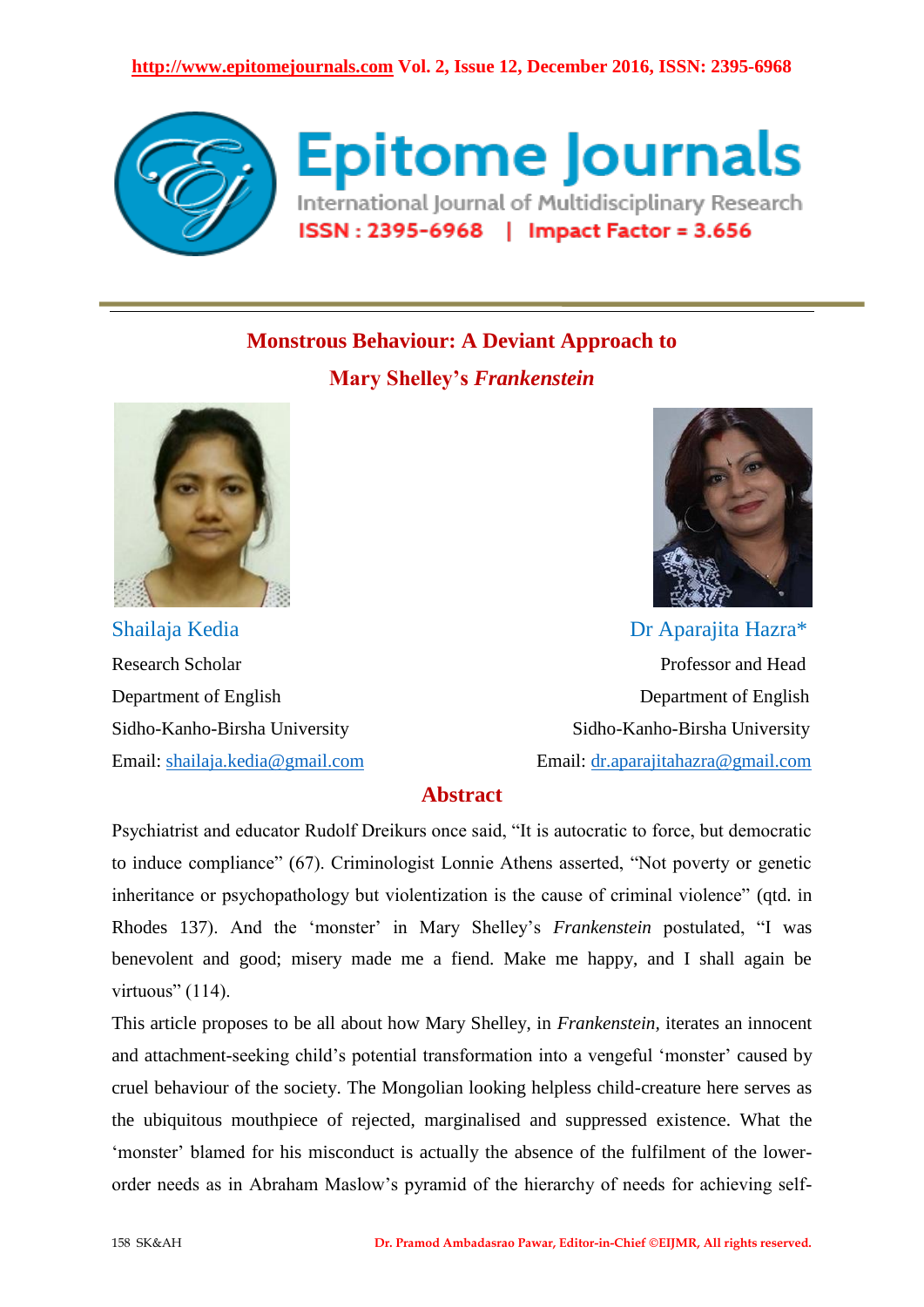# Monstrous Behaviour: A Deviant Approach to Mary Shelley's *Frankenstein*

**Shailaja Kedia**
Research Scholar
Department of English
Sidho-Kanho-Birsha University
Email: shailaja.kedia@gmail.com

**Dr Aparajita Hazra***
Professor and Head
Department of English
Sidho-Kanho-Birsha University
Email: dr.aparajitahazra@gmail.com

## Abstract

Psychiatrist and educator Rudolf Dreikurs once said, "It is autocratic to force, but democratic to induce compliance" (67). Criminologist Lonnie Athens asserted, "Not poverty or genetic inheritance or psychopathology but violentization is the cause of criminal violence" (qtd. in Rhodes 137). And the 'monster' in Mary Shelley's *Frankenstein* postulated, "I was benevolent and good; misery made me a fiend. Make me happy, and I shall again be virtuous" (114).

This article proposes to be all about how Mary Shelley, in *Frankenstein*, iterates an innocent and attachment-seeking child's potential transformation into a vengeful 'monster' caused by cruel behaviour of the society. The Mongolian looking helpless child-creature here serves as the ubiquitous mouthpiece of rejected, marginalised and suppressed existence. What the 'monster' blamed for his misconduct is actually the absence of the fulfilment of the lower-order needs as in Abraham Maslow's pyramid of the hierarchy of needs for achieving self-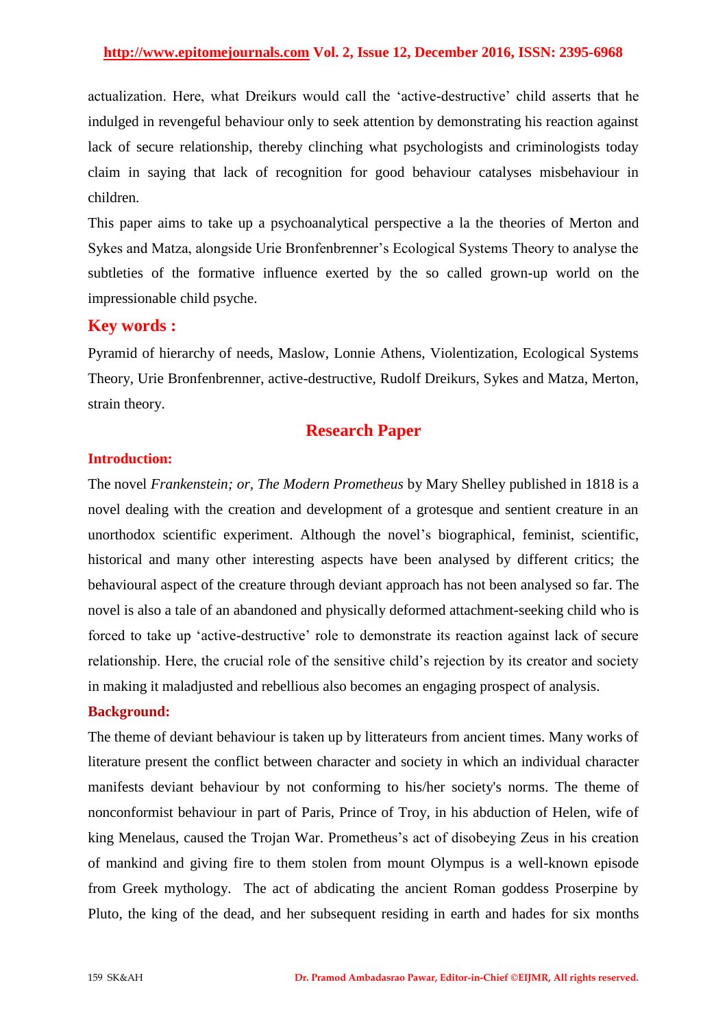actualization. Here, what Dreikurs would call the 'active-destructive' child asserts that he indulged in revengeful behaviour only to seek attention by demonstrating his reaction against lack of secure relationship, thereby clinching what psychologists and criminologists today claim in saying that lack of recognition for good behaviour catalyses misbehaviour in children.

This paper aims to take up a psychoanalytical perspective a la the theories of Merton and Sykes and Matza, alongside Urie Bronfenbrenner's Ecological Systems Theory to analyse the subtleties of the formative influence exerted by the so called grown-up world on the impressionable child psyche.

## Key words :

Pyramid of hierarchy of needs, Maslow, Lonnie Athens, Violentization, Ecological Systems Theory, Urie Bronfenbrenner, active-destructive, Rudolf Dreikurs, Sykes and Matza, Merton, strain theory.

## Research Paper

### Introduction:

The novel *Frankenstein; or, The Modern Prometheus* by Mary Shelley published in 1818 is a novel dealing with the creation and development of a grotesque and sentient creature in an unorthodox scientific experiment. Although the novel's biographical, feminist, scientific, historical and many other interesting aspects have been analysed by different critics; the behavioural aspect of the creature through deviant approach has not been analysed so far. The novel is also a tale of an abandoned and physically deformed attachment-seeking child who is forced to take up 'active-destructive' role to demonstrate its reaction against lack of secure relationship. Here, the crucial role of the sensitive child's rejection by its creator and society in making it maladjusted and rebellious also becomes an engaging prospect of analysis.

### Background:

The theme of deviant behaviour is taken up by litterateurs from ancient times. Many works of literature present the conflict between character and society in which an individual character manifests deviant behaviour by not conforming to his/her society's norms. The theme of nonconformist behaviour in part of Paris, Prince of Troy, in his abduction of Helen, wife of king Menelaus, caused the Trojan War. Prometheus's act of disobeying Zeus in his creation of mankind and giving fire to them stolen from mount Olympus is a well-known episode from Greek mythology. The act of abdicating the ancient Roman goddess Proserpine by Pluto, the king of the dead, and her subsequent residing in earth and hades for six months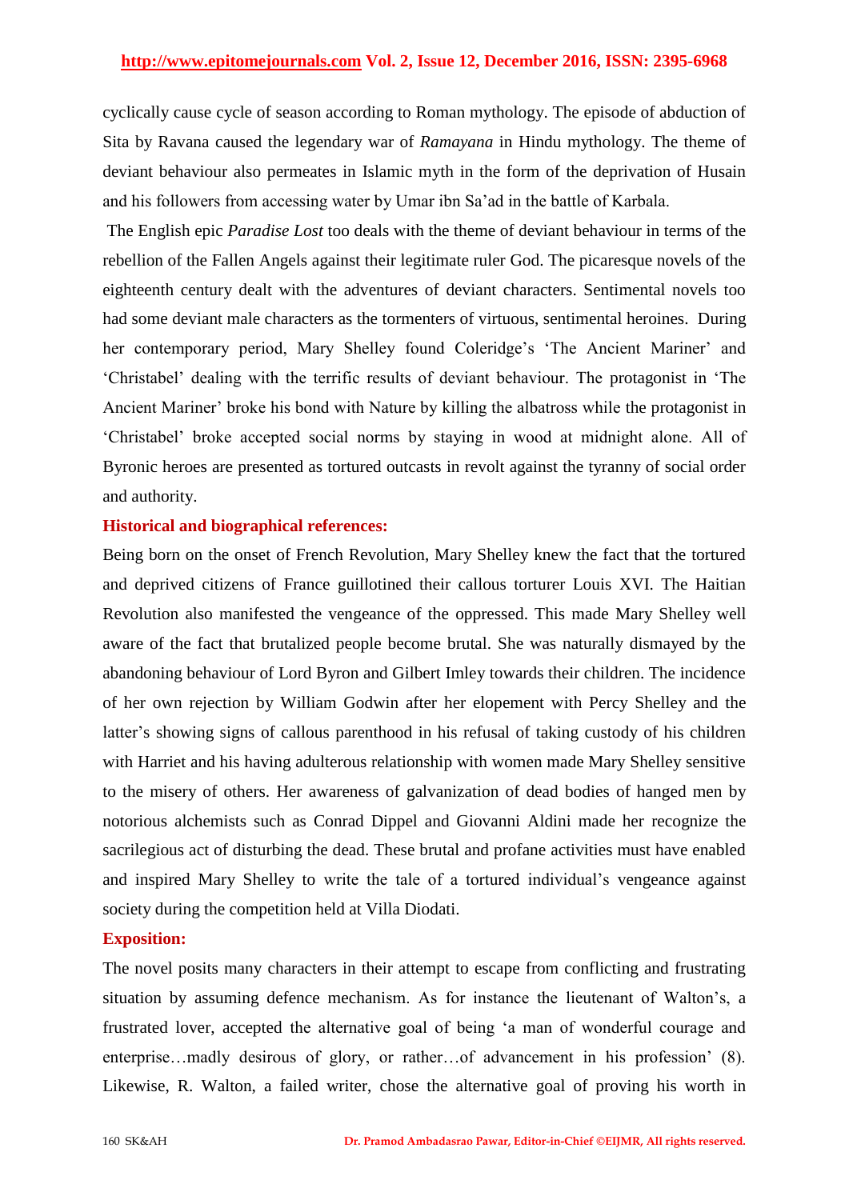cyclically cause cycle of season according to Roman mythology. The episode of abduction of Sita by Ravana caused the legendary war of *Ramayana* in Hindu mythology. The theme of deviant behaviour also permeates in Islamic myth in the form of the deprivation of Husain and his followers from accessing water by Umar ibn Sa'ad in the battle of Karbala.

The English epic *Paradise Lost* too deals with the theme of deviant behaviour in terms of the rebellion of the Fallen Angels against their legitimate ruler God. The picaresque novels of the eighteenth century dealt with the adventures of deviant characters. Sentimental novels too had some deviant male characters as the tormenters of virtuous, sentimental heroines. During her contemporary period, Mary Shelley found Coleridge's 'The Ancient Mariner' and 'Christabel' dealing with the terrific results of deviant behaviour. The protagonist in 'The Ancient Mariner' broke his bond with Nature by killing the albatross while the protagonist in 'Christabel' broke accepted social norms by staying in wood at midnight alone. All of Byronic heroes are presented as tortured outcasts in revolt against the tyranny of social order and authority.

**Historical and biographical references:**

Being born on the onset of French Revolution, Mary Shelley knew the fact that the tortured and deprived citizens of France guillotined their callous torturer Louis XVI. The Haitian Revolution also manifested the vengeance of the oppressed. This made Mary Shelley well aware of the fact that brutalized people become brutal. She was naturally dismayed by the abandoning behaviour of Lord Byron and Gilbert Imley towards their children. The incidence of her own rejection by William Godwin after her elopement with Percy Shelley and the latter's showing signs of callous parenthood in his refusal of taking custody of his children with Harriet and his having adulterous relationship with women made Mary Shelley sensitive to the misery of others. Her awareness of galvanization of dead bodies of hanged men by notorious alchemists such as Conrad Dippel and Giovanni Aldini made her recognize the sacrilegious act of disturbing the dead. These brutal and profane activities must have enabled and inspired Mary Shelley to write the tale of a tortured individual's vengeance against society during the competition held at Villa Diodati.

**Exposition:**

The novel posits many characters in their attempt to escape from conflicting and frustrating situation by assuming defence mechanism. As for instance the lieutenant of Walton's, a frustrated lover, accepted the alternative goal of being 'a man of wonderful courage and enterprise…madly desirous of glory, or rather…of advancement in his profession' (8). Likewise, R. Walton, a failed writer, chose the alternative goal of proving his worth in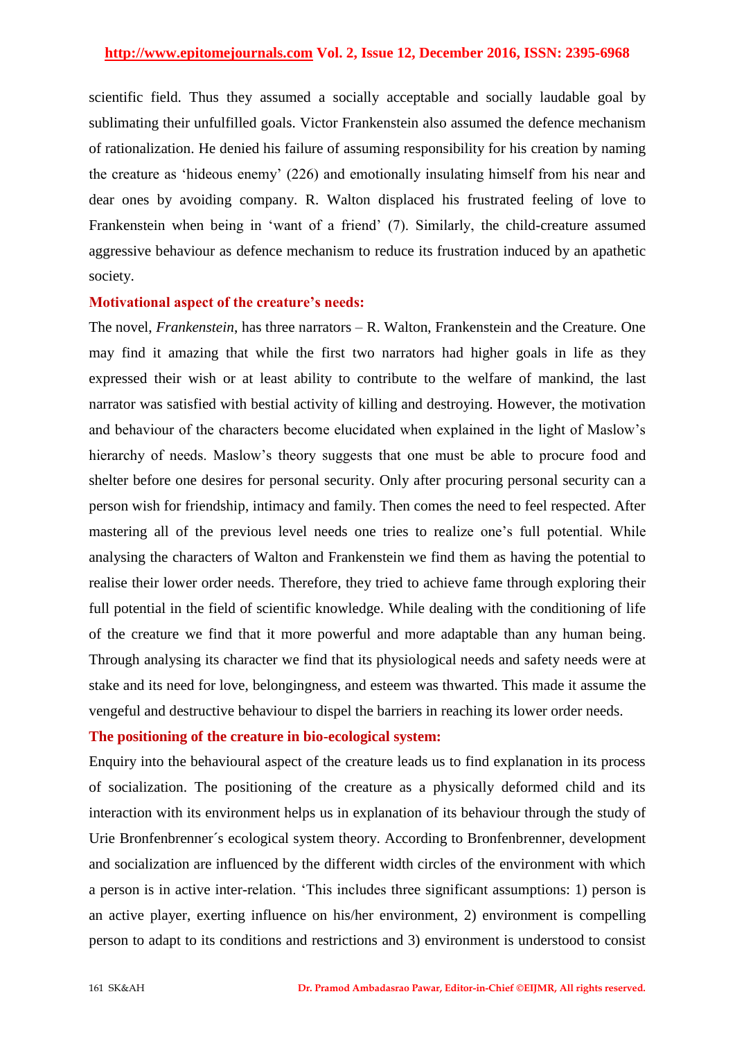scientific field. Thus they assumed a socially acceptable and socially laudable goal by sublimating their unfulfilled goals. Victor Frankenstein also assumed the defence mechanism of rationalization. He denied his failure of assuming responsibility for his creation by naming the creature as 'hideous enemy' (226) and emotionally insulating himself from his near and dear ones by avoiding company. R. Walton displaced his frustrated feeling of love to Frankenstein when being in 'want of a friend' (7). Similarly, the child-creature assumed aggressive behaviour as defence mechanism to reduce its frustration induced by an apathetic society.

**Motivational aspect of the creature's needs:**

The novel, *Frankenstein*, has three narrators – R. Walton, Frankenstein and the Creature. One may find it amazing that while the first two narrators had higher goals in life as they expressed their wish or at least ability to contribute to the welfare of mankind, the last narrator was satisfied with bestial activity of killing and destroying. However, the motivation and behaviour of the characters become elucidated when explained in the light of Maslow's hierarchy of needs. Maslow's theory suggests that one must be able to procure food and shelter before one desires for personal security. Only after procuring personal security can a person wish for friendship, intimacy and family. Then comes the need to feel respected. After mastering all of the previous level needs one tries to realize one's full potential. While analysing the characters of Walton and Frankenstein we find them as having the potential to realise their lower order needs. Therefore, they tried to achieve fame through exploring their full potential in the field of scientific knowledge. While dealing with the conditioning of life of the creature we find that it more powerful and more adaptable than any human being. Through analysing its character we find that its physiological needs and safety needs were at stake and its need for love, belongingness, and esteem was thwarted. This made it assume the vengeful and destructive behaviour to dispel the barriers in reaching its lower order needs.

**The positioning of the creature in bio-ecological system:**

Enquiry into the behavioural aspect of the creature leads us to find explanation in its process of socialization. The positioning of the creature as a physically deformed child and its interaction with its environment helps us in explanation of its behaviour through the study of Urie Bronfenbrenner´s ecological system theory. According to Bronfenbrenner, development and socialization are influenced by the different width circles of the environment with which a person is in active inter-relation. 'This includes three significant assumptions: 1) person is an active player, exerting influence on his/her environment, 2) environment is compelling person to adapt to its conditions and restrictions and 3) environment is understood to consist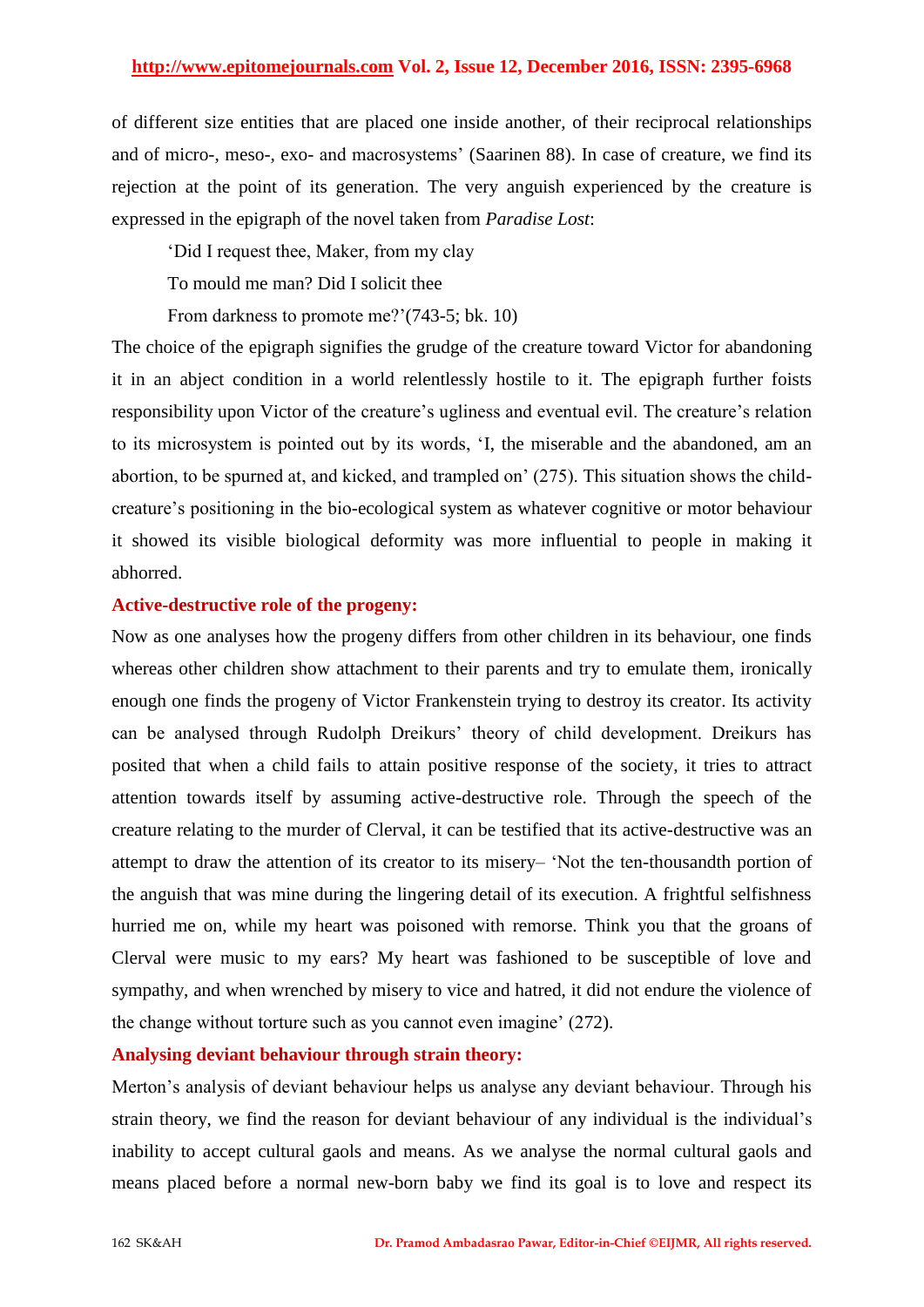of different size entities that are placed one inside another, of their reciprocal relationships and of micro-, meso-, exo- and macrosystems' (Saarinen 88). In case of creature, we find its rejection at the point of its generation. The very anguish experienced by the creature is expressed in the epigraph of the novel taken from *Paradise Lost*:

> 'Did I request thee, Maker, from my clay
> To mould me man? Did I solicit thee
> From darkness to promote me?'(743-5; bk. 10)

The choice of the epigraph signifies the grudge of the creature toward Victor for abandoning it in an abject condition in a world relentlessly hostile to it. The epigraph further foists responsibility upon Victor of the creature's ugliness and eventual evil. The creature's relation to its microsystem is pointed out by its words, 'I, the miserable and the abandoned, am an abortion, to be spurned at, and kicked, and trampled on' (275). This situation shows the child-creature's positioning in the bio-ecological system as whatever cognitive or motor behaviour it showed its visible biological deformity was more influential to people in making it abhorred.

**Active-destructive role of the progeny:**

Now as one analyses how the progeny differs from other children in its behaviour, one finds whereas other children show attachment to their parents and try to emulate them, ironically enough one finds the progeny of Victor Frankenstein trying to destroy its creator. Its activity can be analysed through Rudolph Dreikurs' theory of child development. Dreikurs has posited that when a child fails to attain positive response of the society, it tries to attract attention towards itself by assuming active-destructive role. Through the speech of the creature relating to the murder of Clerval, it can be testified that its active-destructive was an attempt to draw the attention of its creator to its misery– 'Not the ten-thousandth portion of the anguish that was mine during the lingering detail of its execution. A frightful selfishness hurried me on, while my heart was poisoned with remorse. Think you that the groans of Clerval were music to my ears? My heart was fashioned to be susceptible of love and sympathy, and when wrenched by misery to vice and hatred, it did not endure the violence of the change without torture such as you cannot even imagine' (272).

**Analysing deviant behaviour through strain theory:**

Merton's analysis of deviant behaviour helps us analyse any deviant behaviour. Through his strain theory, we find the reason for deviant behaviour of any individual is the individual's inability to accept cultural gaols and means. As we analyse the normal cultural gaols and means placed before a normal new-born baby we find its goal is to love and respect its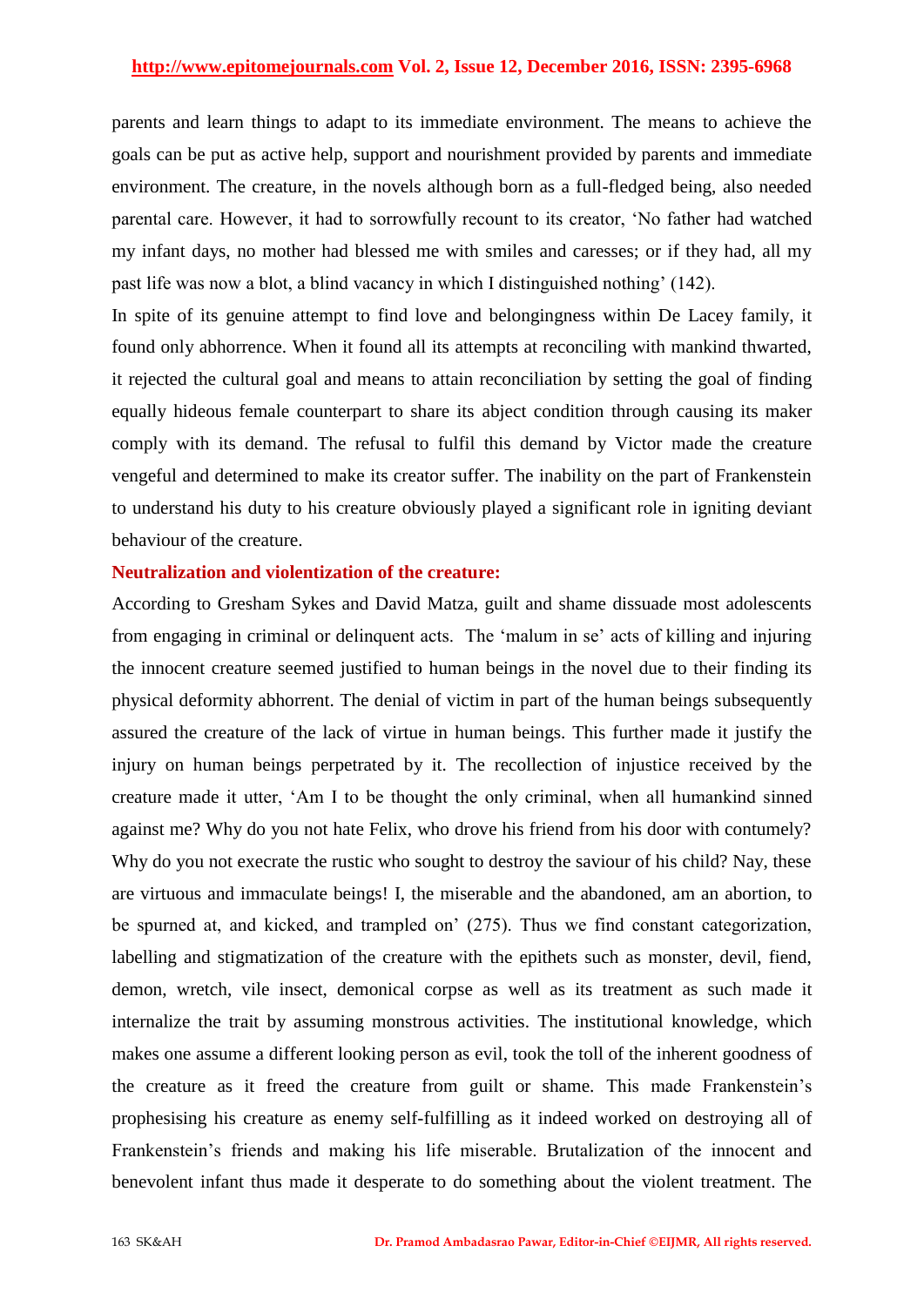parents and learn things to adapt to its immediate environment. The means to achieve the goals can be put as active help, support and nourishment provided by parents and immediate environment. The creature, in the novels although born as a full-fledged being, also needed parental care. However, it had to sorrowfully recount to its creator, 'No father had watched my infant days, no mother had blessed me with smiles and caresses; or if they had, all my past life was now a blot, a blind vacancy in which I distinguished nothing' (142).

In spite of its genuine attempt to find love and belongingness within De Lacey family, it found only abhorrence. When it found all its attempts at reconciling with mankind thwarted, it rejected the cultural goal and means to attain reconciliation by setting the goal of finding equally hideous female counterpart to share its abject condition through causing its maker comply with its demand. The refusal to fulfil this demand by Victor made the creature vengeful and determined to make its creator suffer. The inability on the part of Frankenstein to understand his duty to his creature obviously played a significant role in igniting deviant behaviour of the creature.

### Neutralization and violentization of the creature:

According to Gresham Sykes and David Matza, guilt and shame dissuade most adolescents from engaging in criminal or delinquent acts. The 'malum in se' acts of killing and injuring the innocent creature seemed justified to human beings in the novel due to their finding its physical deformity abhorrent. The denial of victim in part of the human beings subsequently assured the creature of the lack of virtue in human beings. This further made it justify the injury on human beings perpetrated by it. The recollection of injustice received by the creature made it utter, 'Am I to be thought the only criminal, when all humankind sinned against me? Why do you not hate Felix, who drove his friend from his door with contumely? Why do you not execrate the rustic who sought to destroy the saviour of his child? Nay, these are virtuous and immaculate beings! I, the miserable and the abandoned, am an abortion, to be spurned at, and kicked, and trampled on' (275). Thus we find constant categorization, labelling and stigmatization of the creature with the epithets such as monster, devil, fiend, demon, wretch, vile insect, demonical corpse as well as its treatment as such made it internalize the trait by assuming monstrous activities. The institutional knowledge, which makes one assume a different looking person as evil, took the toll of the inherent goodness of the creature as it freed the creature from guilt or shame. This made Frankenstein's prophesising his creature as enemy self-fulfilling as it indeed worked on destroying all of Frankenstein's friends and making his life miserable. Brutalization of the innocent and benevolent infant thus made it desperate to do something about the violent treatment. The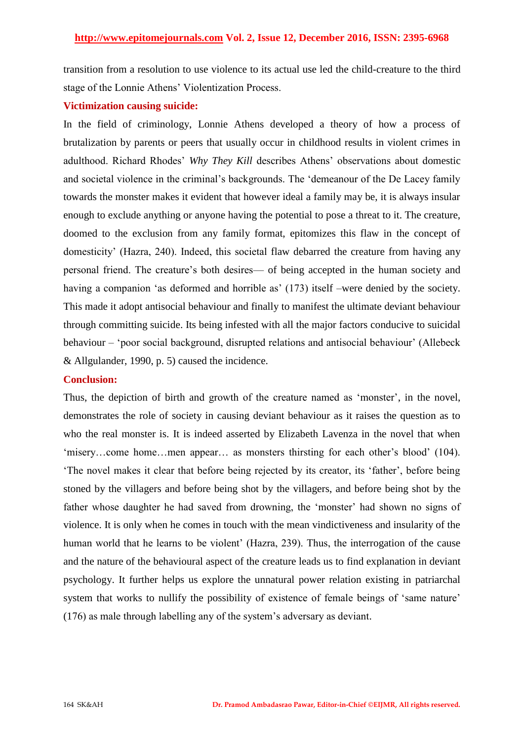transition from a resolution to use violence to its actual use led the child-creature to the third stage of the Lonnie Athens' Violentization Process.

**Victimization causing suicide:**

In the field of criminology, Lonnie Athens developed a theory of how a process of brutalization by parents or peers that usually occur in childhood results in violent crimes in adulthood. Richard Rhodes' *Why They Kill* describes Athens' observations about domestic and societal violence in the criminal's backgrounds. The 'demeanour of the De Lacey family towards the monster makes it evident that however ideal a family may be, it is always insular enough to exclude anything or anyone having the potential to pose a threat to it. The creature, doomed to the exclusion from any family format, epitomizes this flaw in the concept of domesticity' (Hazra, 240). Indeed, this societal flaw debarred the creature from having any personal friend. The creature's both desires— of being accepted in the human society and having a companion 'as deformed and horrible as' (173) itself –were denied by the society. This made it adopt antisocial behaviour and finally to manifest the ultimate deviant behaviour through committing suicide. Its being infested with all the major factors conducive to suicidal behaviour – 'poor social background, disrupted relations and antisocial behaviour' (Allebeck & Allgulander, 1990, p. 5) caused the incidence.

**Conclusion:**

Thus, the depiction of birth and growth of the creature named as 'monster', in the novel, demonstrates the role of society in causing deviant behaviour as it raises the question as to who the real monster is. It is indeed asserted by Elizabeth Lavenza in the novel that when 'misery…come home…men appear… as monsters thirsting for each other's blood' (104). 'The novel makes it clear that before being rejected by its creator, its 'father', before being stoned by the villagers and before being shot by the villagers, and before being shot by the father whose daughter he had saved from drowning, the 'monster' had shown no signs of violence. It is only when he comes in touch with the mean vindictiveness and insularity of the human world that he learns to be violent' (Hazra, 239). Thus, the interrogation of the cause and the nature of the behavioural aspect of the creature leads us to find explanation in deviant psychology. It further helps us explore the unnatural power relation existing in patriarchal system that works to nullify the possibility of existence of female beings of 'same nature' (176) as male through labelling any of the system's adversary as deviant.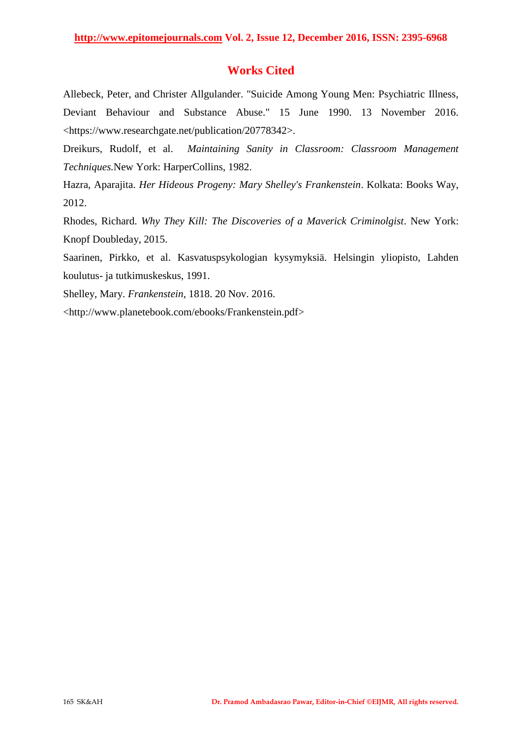## Works Cited

Allebeck, Peter, and Christer Allgulander. "Suicide Among Young Men: Psychiatric Illness, Deviant Behaviour and Substance Abuse." 15 June 1990. 13 November 2016. <https://www.researchgate.net/publication/20778342>.

Dreikurs, Rudolf, et al. *Maintaining Sanity in Classroom: Classroom Management Techniques.* New York: HarperCollins, 1982.

Hazra, Aparajita. *Her Hideous Progeny: Mary Shelley's Frankenstein*. Kolkata: Books Way, 2012.

Rhodes, Richard. *Why They Kill: The Discoveries of a Maverick Criminolgist*. New York: Knopf Doubleday, 2015.

Saarinen, Pirkko, et al. Kasvatuspsykologian kysymyksiä. Helsingin yliopisto, Lahden koulutus- ja tutkimuskeskus, 1991.

Shelley, Mary. *Frankenstein*, 1818. 20 Nov. 2016.
<http://www.planetebook.com/ebooks/Frankenstein.pdf>